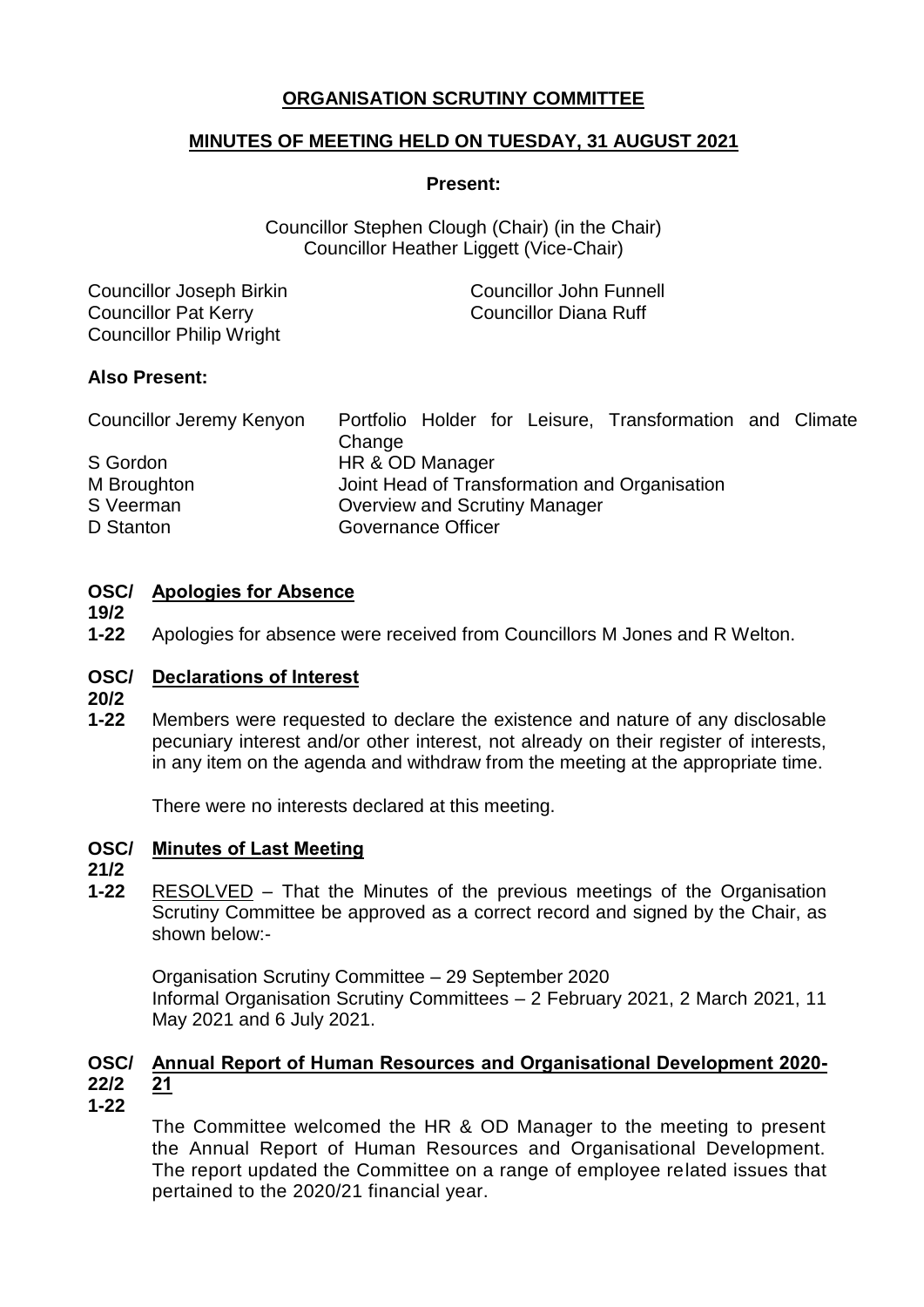# ORGANISATION SCRUTINY COMMITTEE

## MINUTES OF MEETING HELD ON TUESDAY, 31 AUGUST 2021

**Present:**

Councillor Stephen Clough (Chair) (in the Chair)
Councillor Heather Liggett (Vice-Chair)

Councillor Joseph Birkin
Councillor John Funnell
Councillor Pat Kerry
Councillor Diana Ruff
Councillor Philip Wright

**Also Present:**

| | |
|---|---|
| Councillor Jeremy Kenyon | Portfolio Holder for Leisure, Transformation and Climate Change |
| S Gordon | HR & OD Manager |
| M Broughton | Joint Head of Transformation and Organisation |
| S Veerman | Overview and Scrutiny Manager |
| D Stanton | Governance Officer |

**OSC/19/21-22 Apologies for Absence**

Apologies for absence were received from Councillors M Jones and R Welton.

**OSC/20/21-22 Declarations of Interest**

Members were requested to declare the existence and nature of any disclosable pecuniary interest and/or other interest, not already on their register of interests, in any item on the agenda and withdraw from the meeting at the appropriate time.

There were no interests declared at this meeting.

**OSC/21/21-22 Minutes of Last Meeting**

RESOLVED – That the Minutes of the previous meetings of the Organisation Scrutiny Committee be approved as a correct record and signed by the Chair, as shown below:-

Organisation Scrutiny Committee – 29 September 2020
Informal Organisation Scrutiny Committees – 2 February 2021, 2 March 2021, 11 May 2021 and 6 July 2021.

**OSC/22/21-22 Annual Report of Human Resources and Organisational Development 2020-21**

The Committee welcomed the HR & OD Manager to the meeting to present the Annual Report of Human Resources and Organisational Development. The report updated the Committee on a range of employee related issues that pertained to the 2020/21 financial year.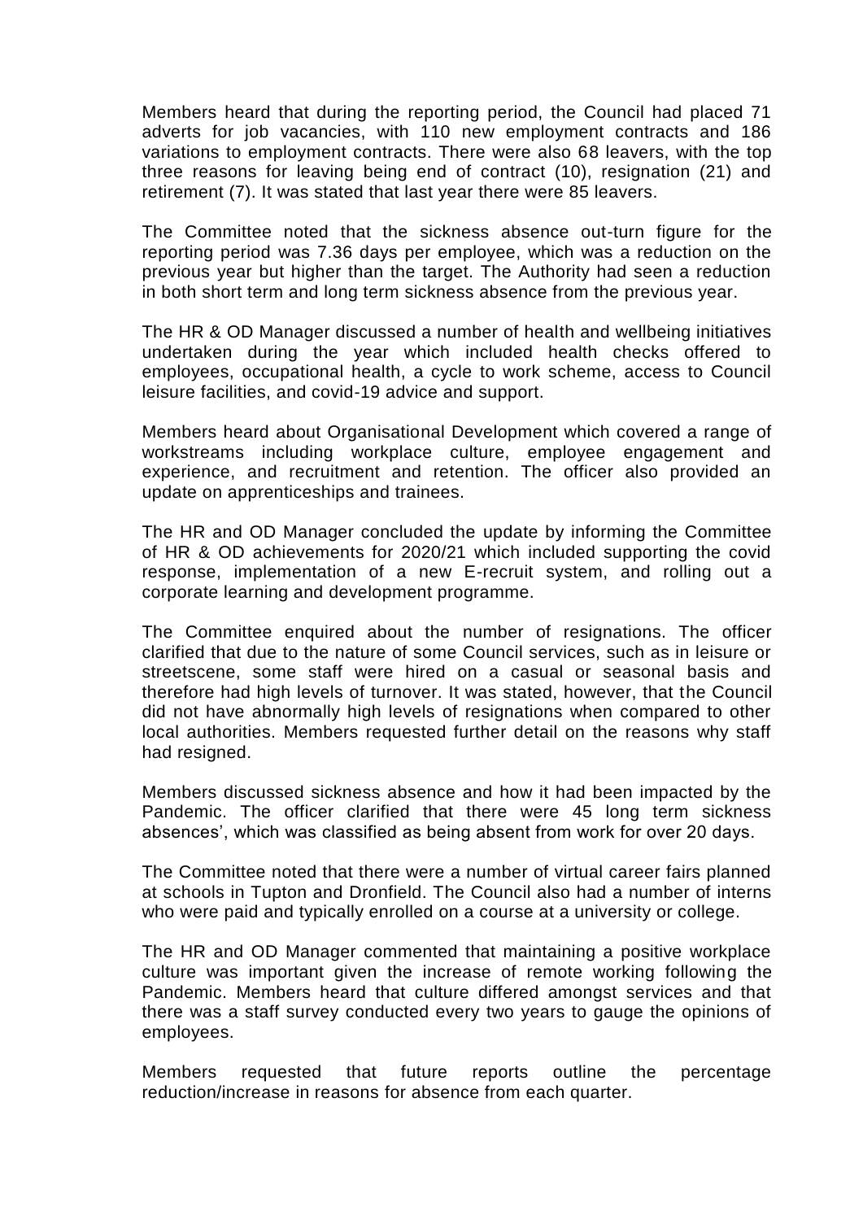Members heard that during the reporting period, the Council had placed 71 adverts for job vacancies, with 110 new employment contracts and 186 variations to employment contracts. There were also 68 leavers, with the top three reasons for leaving being end of contract (10), resignation (21) and retirement (7). It was stated that last year there were 85 leavers.

The Committee noted that the sickness absence out-turn figure for the reporting period was 7.36 days per employee, which was a reduction on the previous year but higher than the target. The Authority had seen a reduction in both short term and long term sickness absence from the previous year.

The HR & OD Manager discussed a number of health and wellbeing initiatives undertaken during the year which included health checks offered to employees, occupational health, a cycle to work scheme, access to Council leisure facilities, and covid-19 advice and support.

Members heard about Organisational Development which covered a range of workstreams including workplace culture, employee engagement and experience, and recruitment and retention. The officer also provided an update on apprenticeships and trainees.

The HR and OD Manager concluded the update by informing the Committee of HR & OD achievements for 2020/21 which included supporting the covid response, implementation of a new E-recruit system, and rolling out a corporate learning and development programme.

The Committee enquired about the number of resignations. The officer clarified that due to the nature of some Council services, such as in leisure or streetscene, some staff were hired on a casual or seasonal basis and therefore had high levels of turnover. It was stated, however, that the Council did not have abnormally high levels of resignations when compared to other local authorities. Members requested further detail on the reasons why staff had resigned.

Members discussed sickness absence and how it had been impacted by the Pandemic. The officer clarified that there were 45 long term sickness absences', which was classified as being absent from work for over 20 days.

The Committee noted that there were a number of virtual career fairs planned at schools in Tupton and Dronfield. The Council also had a number of interns who were paid and typically enrolled on a course at a university or college.

The HR and OD Manager commented that maintaining a positive workplace culture was important given the increase of remote working following the Pandemic. Members heard that culture differed amongst services and that there was a staff survey conducted every two years to gauge the opinions of employees.

Members requested that future reports outline the percentage reduction/increase in reasons for absence from each quarter.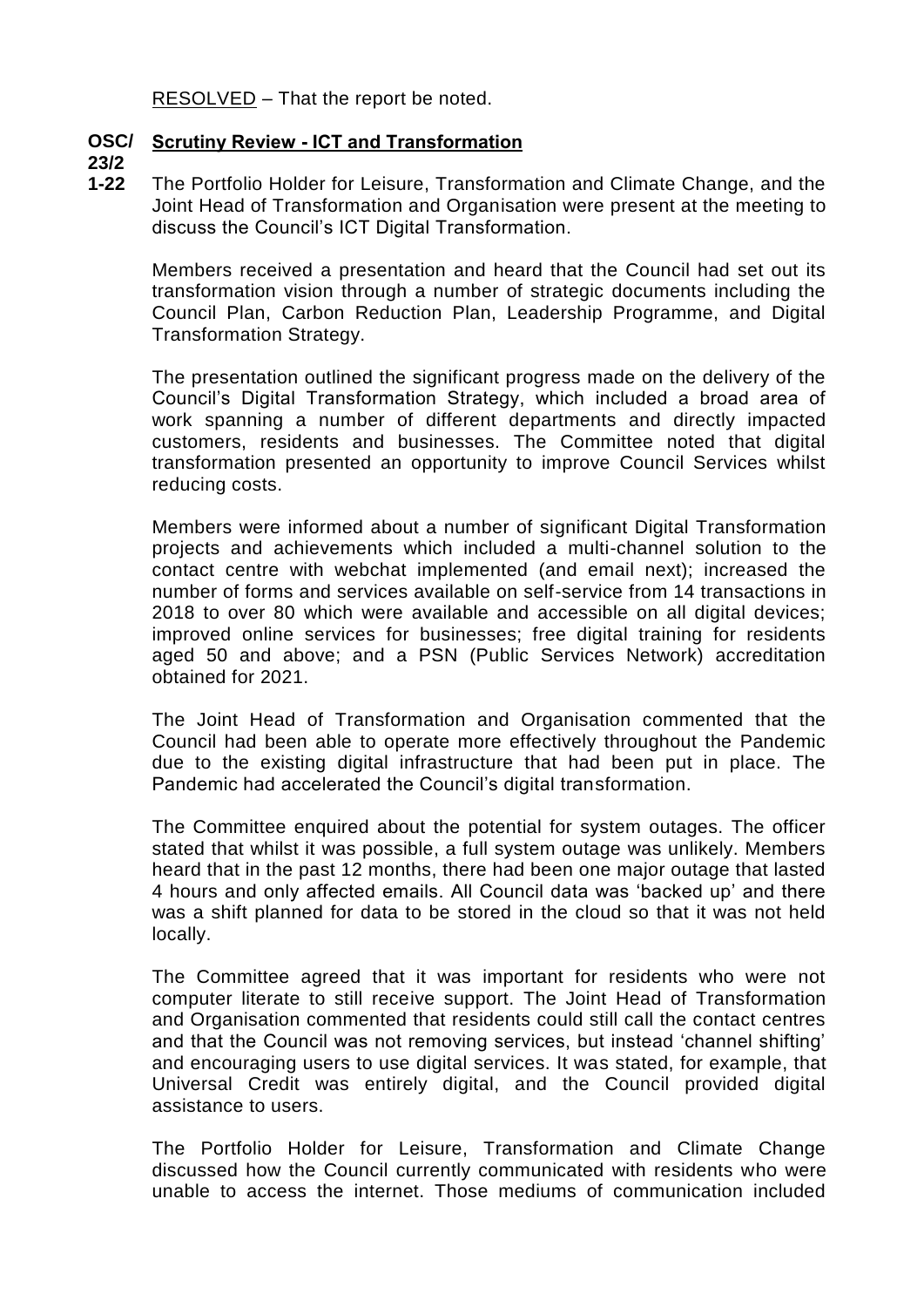RESOLVED – That the report be noted.

**OSC/23/21-22 Scrutiny Review - ICT and Transformation**

The Portfolio Holder for Leisure, Transformation and Climate Change, and the Joint Head of Transformation and Organisation were present at the meeting to discuss the Council's ICT Digital Transformation.

Members received a presentation and heard that the Council had set out its transformation vision through a number of strategic documents including the Council Plan, Carbon Reduction Plan, Leadership Programme, and Digital Transformation Strategy.

The presentation outlined the significant progress made on the delivery of the Council's Digital Transformation Strategy, which included a broad area of work spanning a number of different departments and directly impacted customers, residents and businesses. The Committee noted that digital transformation presented an opportunity to improve Council Services whilst reducing costs.

Members were informed about a number of significant Digital Transformation projects and achievements which included a multi-channel solution to the contact centre with webchat implemented (and email next); increased the number of forms and services available on self-service from 14 transactions in 2018 to over 80 which were available and accessible on all digital devices; improved online services for businesses; free digital training for residents aged 50 and above; and a PSN (Public Services Network) accreditation obtained for 2021.

The Joint Head of Transformation and Organisation commented that the Council had been able to operate more effectively throughout the Pandemic due to the existing digital infrastructure that had been put in place. The Pandemic had accelerated the Council's digital transformation.

The Committee enquired about the potential for system outages. The officer stated that whilst it was possible, a full system outage was unlikely. Members heard that in the past 12 months, there had been one major outage that lasted 4 hours and only affected emails. All Council data was 'backed up' and there was a shift planned for data to be stored in the cloud so that it was not held locally.

The Committee agreed that it was important for residents who were not computer literate to still receive support. The Joint Head of Transformation and Organisation commented that residents could still call the contact centres and that the Council was not removing services, but instead 'channel shifting' and encouraging users to use digital services. It was stated, for example, that Universal Credit was entirely digital, and the Council provided digital assistance to users.

The Portfolio Holder for Leisure, Transformation and Climate Change discussed how the Council currently communicated with residents who were unable to access the internet. Those mediums of communication included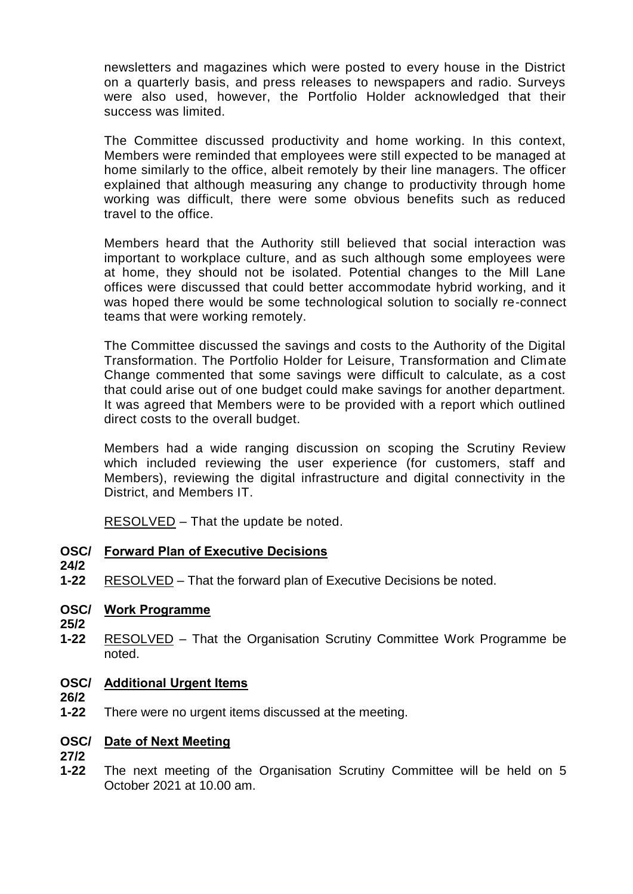newsletters and magazines which were posted to every house in the District on a quarterly basis, and press releases to newspapers and radio. Surveys were also used, however, the Portfolio Holder acknowledged that their success was limited.

The Committee discussed productivity and home working. In this context, Members were reminded that employees were still expected to be managed at home similarly to the office, albeit remotely by their line managers. The officer explained that although measuring any change to productivity through home working was difficult, there were some obvious benefits such as reduced travel to the office.

Members heard that the Authority still believed that social interaction was important to workplace culture, and as such although some employees were at home, they should not be isolated. Potential changes to the Mill Lane offices were discussed that could better accommodate hybrid working, and it was hoped there would be some technological solution to socially re-connect teams that were working remotely.

The Committee discussed the savings and costs to the Authority of the Digital Transformation. The Portfolio Holder for Leisure, Transformation and Climate Change commented that some savings were difficult to calculate, as a cost that could arise out of one budget could make savings for another department. It was agreed that Members were to be provided with a report which outlined direct costs to the overall budget.

Members had a wide ranging discussion on scoping the Scrutiny Review which included reviewing the user experience (for customers, staff and Members), reviewing the digital infrastructure and digital connectivity in the District, and Members IT.

RESOLVED – That the update be noted.

**OSC/24/21-22 Forward Plan of Executive Decisions**

RESOLVED – That the forward plan of Executive Decisions be noted.

**OSC/25/21-22 Work Programme**

RESOLVED – That the Organisation Scrutiny Committee Work Programme be noted.

**OSC/26/21-22 Additional Urgent Items**

There were no urgent items discussed at the meeting.

**OSC/27/21-22 Date of Next Meeting**

The next meeting of the Organisation Scrutiny Committee will be held on 5 October 2021 at 10.00 am.